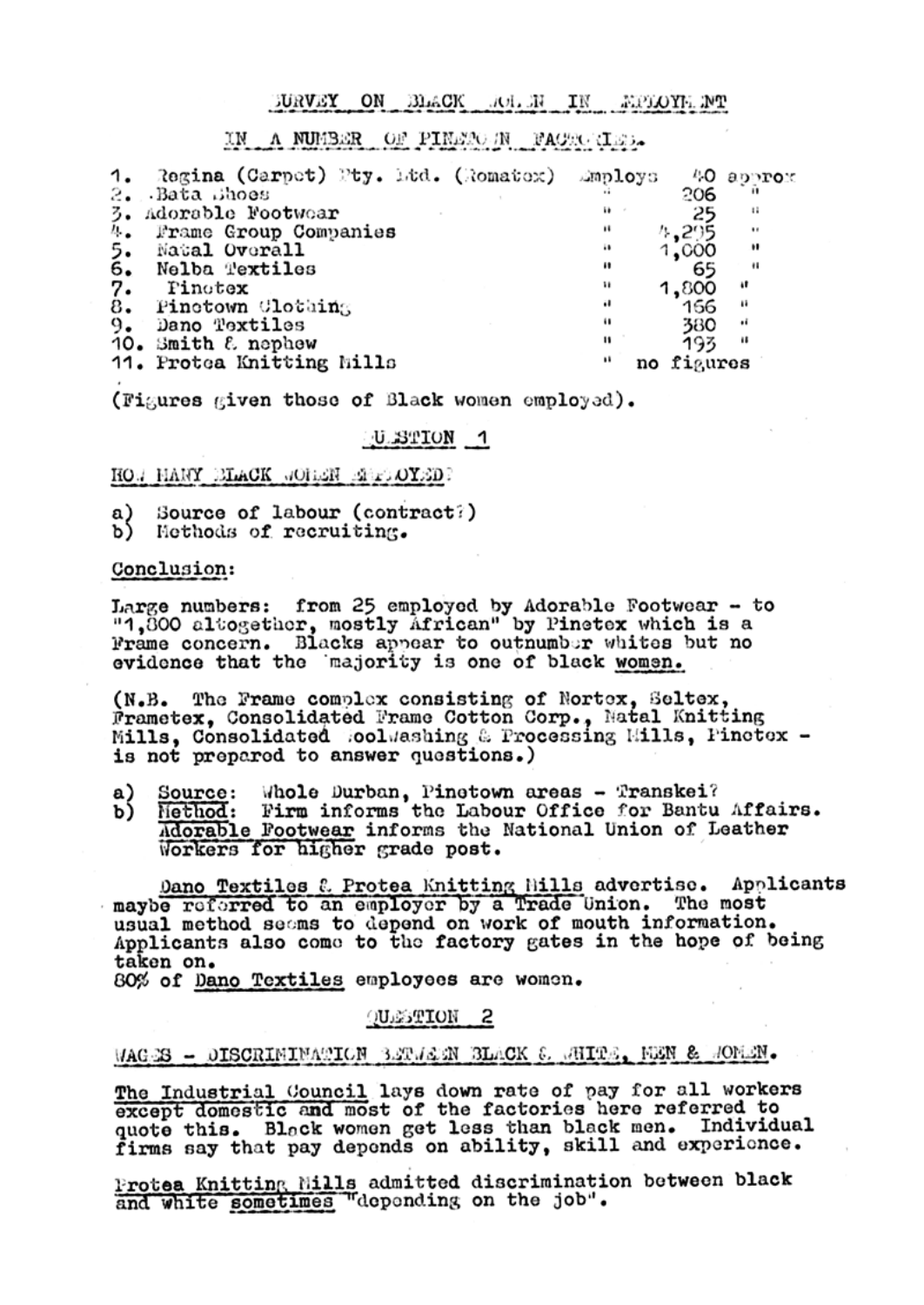## SURVEY ON BLACK WOMEN IN EMPLOYMENT

### IN A NUMBER OF PINETOWN FACTORIES.

| | Company | | Number |
|---|---|---|---|
| 1. | Regina (Carpet) Pty. Ltd. (Romatex) | Employs | 40 approx |
| 2. | Bata Shoes | " | 206 " |
| 3. | Adorable Footwear | " | 25 " |
| 4. | Frame Group Companies | " | 4,295 " |
| 5. | Natal Overall | " | 1,000 " |
| 6. | Nelba Textiles | " | 65 " |
| 7. | Pinetex | " | 1,800 " |
| 8. | Pinetown Clothing | " | 166 " |
| 9. | Dano Textiles | " | 380 " |
| 10. | Smith & nephew | " | 193 " |
| 11. | Protea Knitting Mills | " | no figures |

(Figures given those of Black women employed).

### QUESTION 1

HOW MANY BLACK WOMEN EMPLOYED?

a) Source of labour (contract?)
b) Methods of recruiting.

Conclusion:

Large numbers: from 25 employed by Adorable Footwear - to "1,800 altogether, mostly African" by Pinetex which is a Frame concern. Blacks appear to outnumber whites but no evidence that the majority is one of black women.

(N.B. The Frame complex consisting of Nortex, Seltex, Frametex, Consolidated Frame Cotton Corp., Natal Knitting Mills, Consolidated Woolwashing & Processing Mills, Pinetex - is not prepared to answer questions.)

a) Source: Whole Durban, Pinetown areas - Transkei?
b) Method: Firm informs the Labour Office for Bantu Affairs. Adorable Footwear informs the National Union of Leather Workers for higher grade post.

Dano Textiles & Protea Knitting Mills advertise. Applicants maybe referred to an employer by a Trade Union. The most usual method seems to depend on work of mouth information. Applicants also come to the factory gates in the hope of being taken on.
80% of Dano Textiles employees are women.

### QUESTION 2

WAGES - DISCRIMINATION BETWEEN BLACK & WHITE, MEN & WOMEN.

The Industrial Council lays down rate of pay for all workers except domestic and most of the factories here referred to quote this. Black women get less than black men. Individual firms say that pay depends on ability, skill and experience.

Protea Knitting Mills admitted discrimination between black and white sometimes "depending on the job".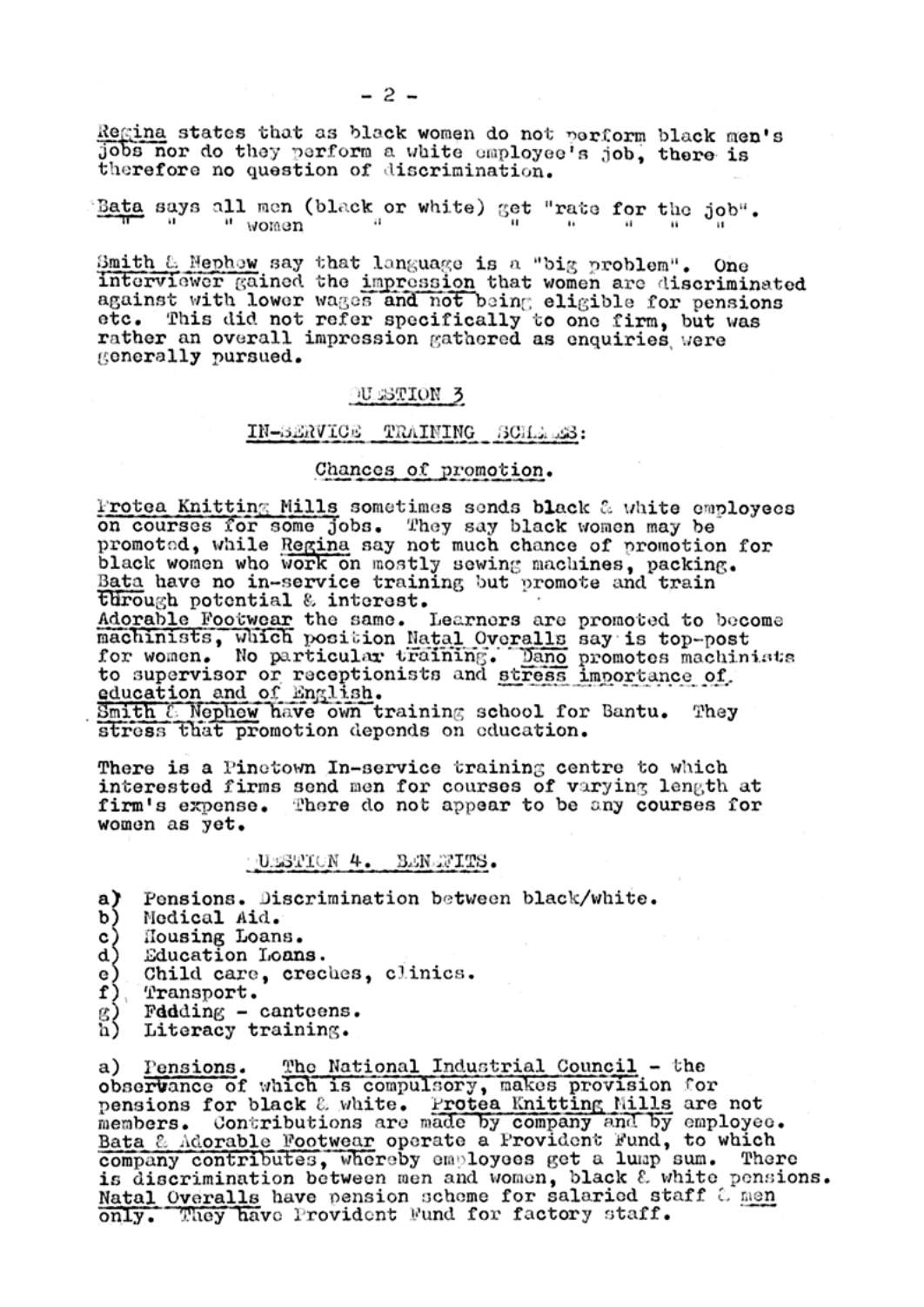Regina states that as black women do not perform black men's jobs nor do they perform a white employee's job, there is therefore no question of discrimination.

Bata says all men (black or white) get "rate for the job".
" " " women " " " " " "

Smith & Nephew say that language is a "big problem". One interviewer gained the impression that women are discriminated against with lower wages and not being eligible for pensions etc. This did not refer specifically to one firm, but was rather an overall impression gathered as enquiries were generally pursued.

## QUESTION 3

### IN-SERVICE TRAINING SCHEMES:

#### Chances of promotion.

Protea Knitting Mills sometimes sends black & white employees on courses for some jobs. They say black women may be promoted, while Regina say not much chance of promotion for black women who work on mostly sewing machines, packing.
Bata have no in-service training but promote and train through potential & interest.
Adorable Footwear the same. Learners are promoted to become machinists, which position Natal Overalls say is top-post for women. No particular training. Dano promotes machinists to supervisor or receptionists and stress importance of education and of English.
Smith & Nephew have own training school for Bantu. They stress that promotion depends on education.

There is a Pinetown In-service training centre to which interested firms send men for courses of varying length at firm's expense. There do not appear to be any courses for women as yet.

## QUESTION 4. BENEFITS.

a) Pensions. Discrimination between black/white.
b) Medical Aid.
c) Housing Loans.
d) Education Loans.
e) Child care, creches, clinics.
f) Transport.
g) Fdding - canteens.
h) Literacy training.

a) Pensions. The National Industrial Council - the observance of which is compulsory, makes provision for pensions for black & white. Protea Knitting Mills are not members. Contributions are made by company and by employee. Bata & Adorable Footwear operate a Provident Fund, to which company contributes, whereby employees get a lump sum. There is discrimination between men and women, black & white pensions. Natal Overalls have pension scheme for salaried staff & men only. They have Provident Fund for factory staff.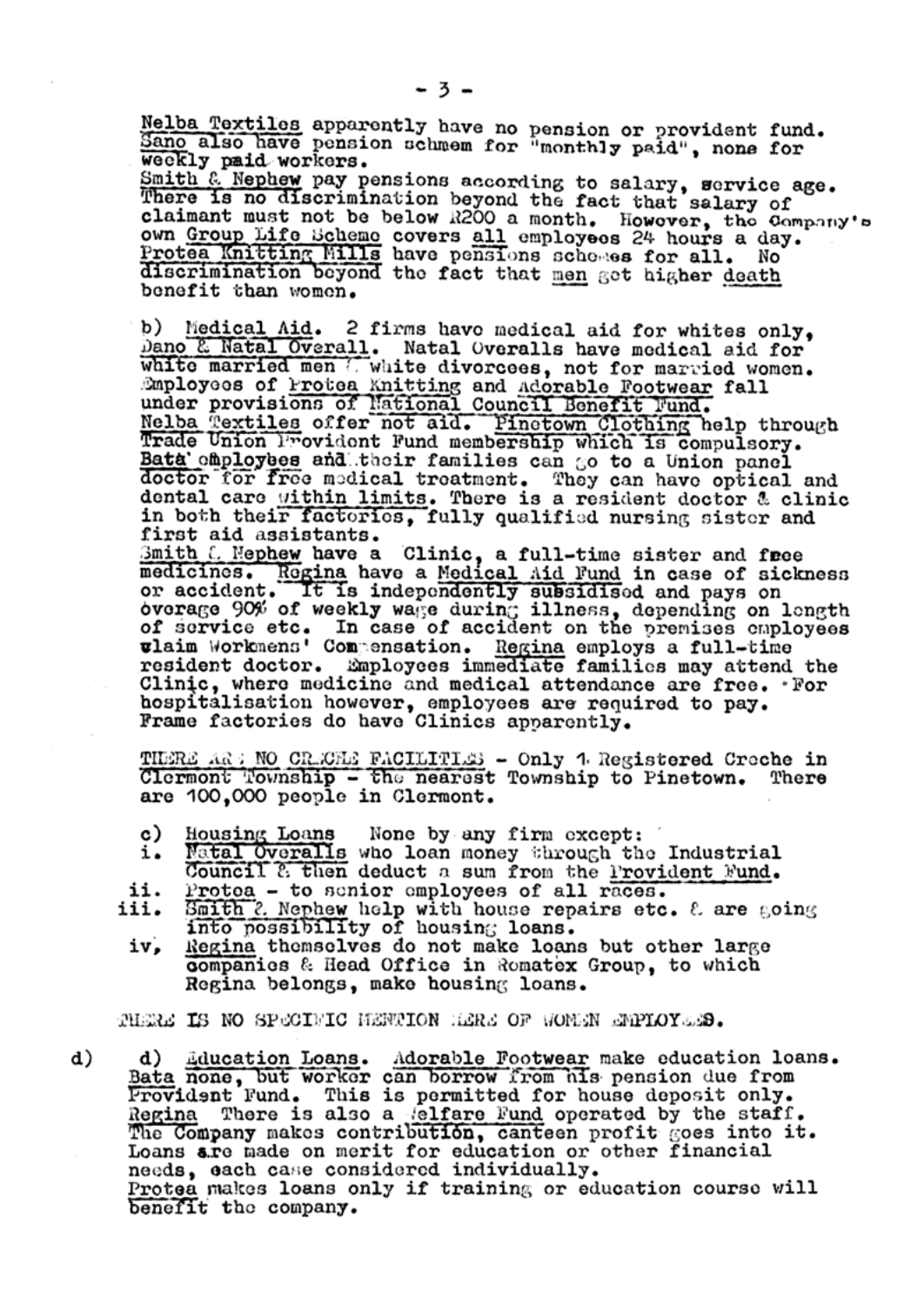Nelba Textiles apparently have no pension or provident fund. Sano also have pension schmem for "monthly paid", none for weekly paid workers.
Smith & Nephew pay pensions according to salary, service age. There is no discrimination beyond the fact that salary of claimant must not be below R200 a month. However, the Company's own Group Life Scheme covers all employees 24 hours a day.
Protea Knitting Mills have pensions schemes for all. No discrimination beyond the fact that men get higher death benefit than women.

b) Medical Aid. 2 firms have medical aid for whites only, Sano & Natal Overall. Natal Overalls have medical aid for white married men & white divorcees, not for married women. Employees of Protea Knitting and Adorable Footwear fall under provisions of National Council Benefit Fund.
Nelba Textiles offer not aid. Pinetown Clothing help through Trade Union Provident Fund membership which is compulsory.
Bata employees and their families can go to a Union panel doctor for free medical treatment. They can have optical and dental care within limits. There is a resident doctor & clinic in both their factories, fully qualified nursing sister and first aid assistants.
Smith & Nephew have a Clinic, a full-time sister and free medicines. Regina have a Medical Aid Fund in case of sickness or accident. It is independently subsidised and pays on overage 90% of weekly wage during illness, depending on length of service etc. In case of accident on the premises employees claim Workmens' Compensation. Regina employs a full-time resident doctor. Employees immediate families may attend the Clinic, where medicine and medical attendance are free. For hospitalisation however, employees are required to pay.
Frame factories do have Clinics apparently.

THERE ARE NO CRECHE FACILITIES - Only 1 Registered Creche in Clermont Township - the nearest Township to Pinetown. There are 100,000 people in Clermont.

c) Housing Loans None by any firm except:
i. Natal Overalls who loan money through the Industrial Council & then deduct a sum from the Provident Fund.
ii. Protea - to senior employees of all races.
iii. Smith & Nephew help with house repairs etc. & are going into possibility of housing loans.
iv. Regina themselves do not make loans but other large companies & Head Office in Romatex Group, to which Regina belongs, make housing loans.

THERE IS NO SPECIFIC MENTION HERE OF WOMEN EMPLOYEES.

d) d) Education Loans. Adorable Footwear make education loans. Bata none, but worker can borrow from his pension due from Provident Fund. This is permitted for house deposit only.
Regina There is also a Welfare Fund operated by the staff. The Company makes contribution, canteen profit goes into it. Loans are made on merit for education or other financial needs, each case considered individually.
Protea makes loans only if training or education course will benefit the company.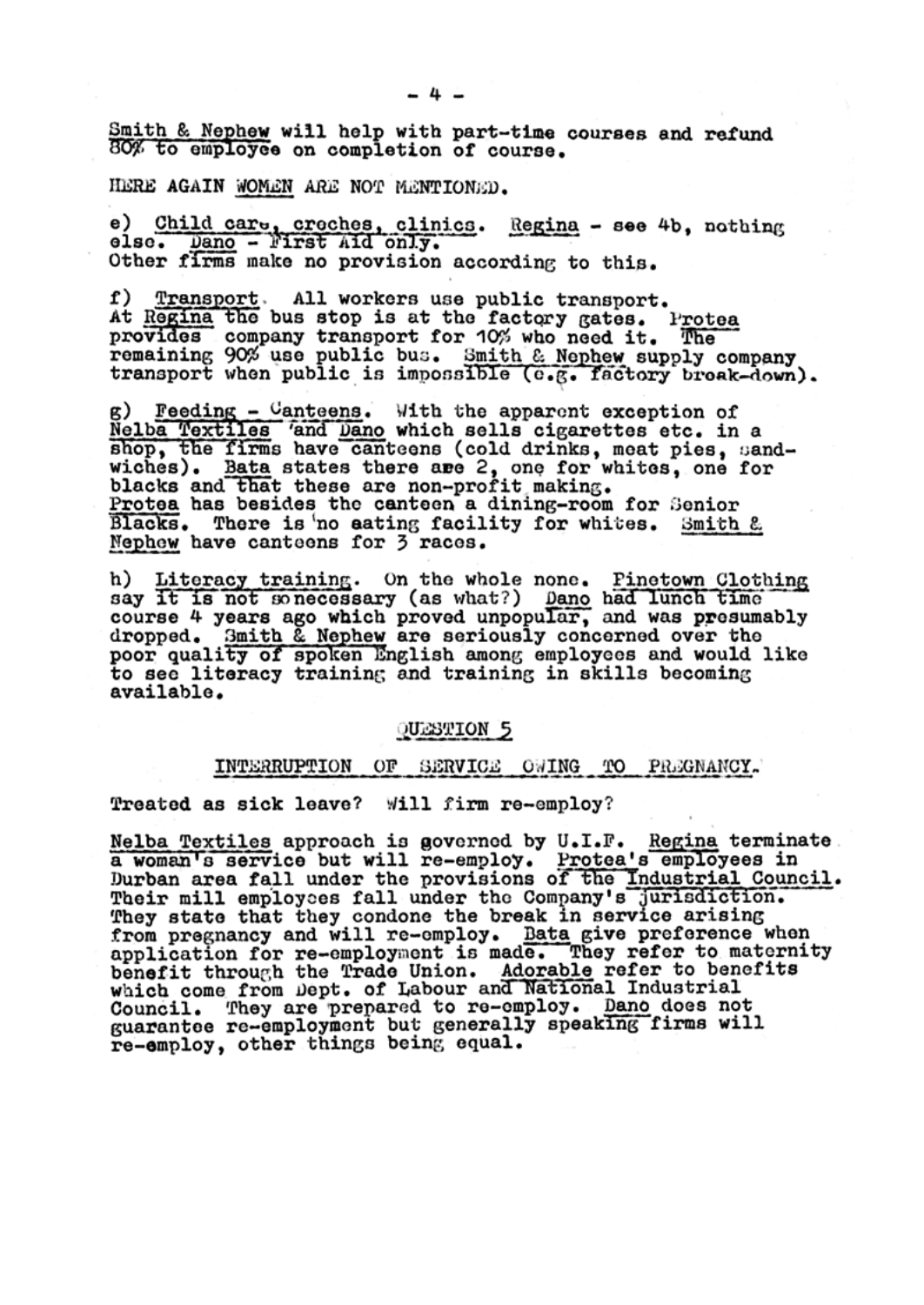Smith & Nephew will help with part-time courses and refund 80% to employee on completion of course.

HERE AGAIN WOMEN ARE NOT MENTIONED.

e) Child care, creches, clinics. Regina - see 4b, nothing else. Dano - First Aid only.
Other firms make no provision according to this.

f) Transport. All workers use public transport.
At Regina the bus stop is at the factory gates. Protea provides company transport for 10% who need it. The remaining 90% use public bus. Smith & Nephew supply company transport when public is impossible (e.g. factory break-down).

g) Feeding - Canteens. With the apparent exception of Nelba Textiles and Dano which sells cigarettes etc. in a shop, the firms have canteens (cold drinks, meat pies, sandwiches). Bata states there are 2, one for whites, one for blacks and that these are non-profit making.
Protea has besides the canteen a dining-room for Senior Blacks. There is no eating facility for whites. Smith & Nephew have canteens for 3 races.

h) Literacy training. On the whole none. Pinetown Clothing say it is not so necessary (as what?) Dano had lunch time course 4 years ago which proved unpopular, and was presumably dropped. Smith & Nephew are seriously concerned over the poor quality of spoken English among employees and would like to see literacy training and training in skills becoming available.

## QUESTION 5

### INTERRUPTION OF SERVICE OWING TO PREGNANCY.

Treated as sick leave? Will firm re-employ?

Nelba Textiles approach is governed by U.I.F. Regina terminate a woman's service but will re-employ. Protea's employees in Durban area fall under the provisions of the Industrial Council. Their mill employees fall under the Company's jurisdiction. They state that they condone the break in service arising from pregnancy and will re-employ. Bata give preference when application for re-employment is made. They refer to maternity benefit through the Trade Union. Adorable refer to benefits which come from Dept. of Labour and National Industrial Council. They are prepared to re-employ. Dano does not guarantee re-employment but generally speaking firms will re-employ, other things being equal.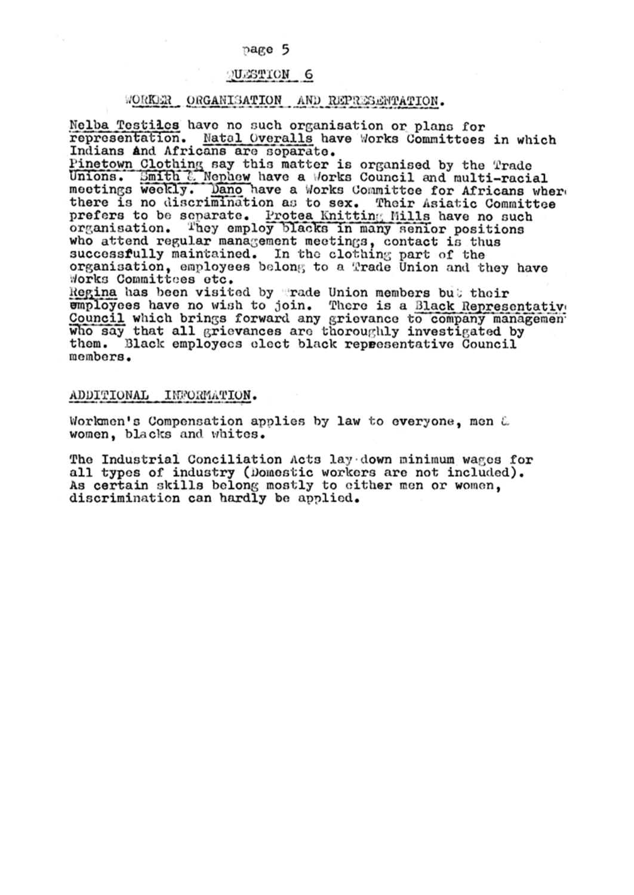## QUESTION 6

### WORKER ORGANISATION AND REPRESENTATION.

Nelba Testiles have no such organisation or plans for representation. Natal Overalls have Works Committees in which Indians And Africans are separate.
Pinetown Clothing say this matter is organised by the Trade Unions. Smith & Nephew have a Works Council and multi-racial meetings weekly. Dano have a Works Committee for Africans where there is no discrimination as to sex. Their Asiatic Committee prefers to be separate. Protea Knitting Mills have no such organisation. They employ blacks in many senior positions who attend regular management meetings, contact is thus successfully maintained. In the clothing part of the organisation, employees belong to a Trade Union and they have Works Committees etc.
Regina has been visited by Trade Union members but their employees have no wish to join. There is a Black Representative Council which brings forward any grievance to company management who say that all grievances are thoroughly investigated by them. Black employees elect black repeesentative Council members.

### ADDITIONAL INFORMATION.

Workmen's Compensation applies by law to everyone, men & women, blacks and whites.

The Industrial Conciliation Acts lay down minimum wages for all types of industry (Domestic workers are not included). As certain skills belong mostly to either men or women, discrimination can hardly be applied.